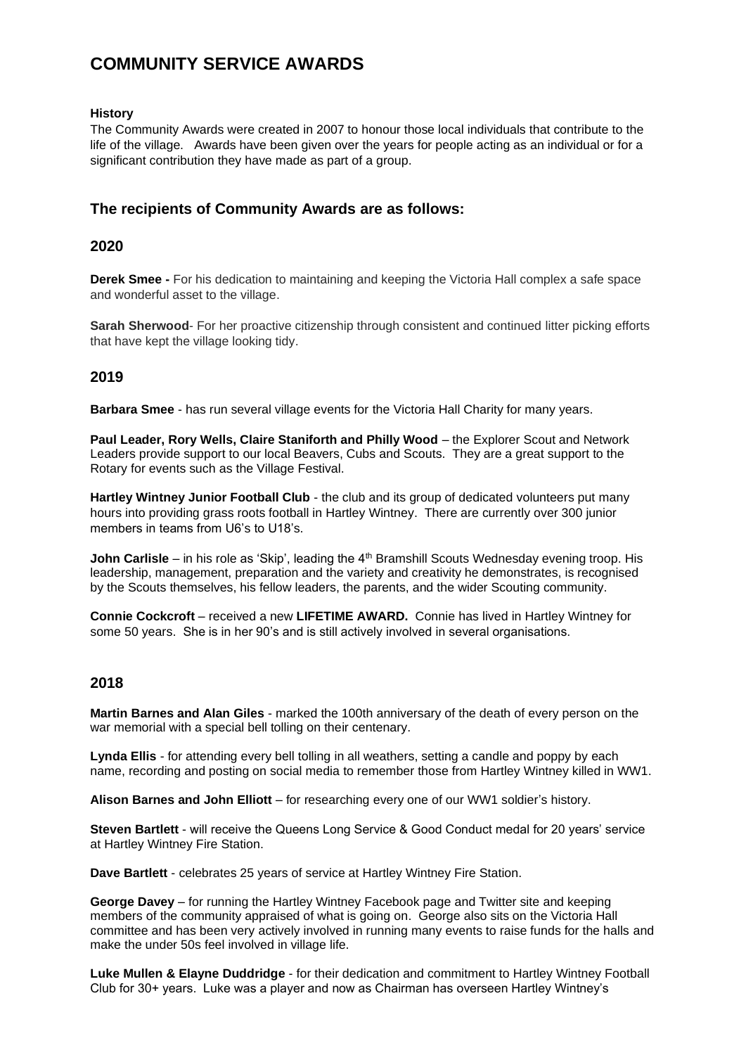# COMMUNITY SERVICE AWARDS

**History**

The Community Awards were created in 2007 to honour those local individuals that contribute to the life of the village. Awards have been given over the years for people acting as an individual or for a significant contribution they have made as part of a group.

## The recipients of Community Awards are as follows:

## 2020

**Derek Smee -** For his dedication to maintaining and keeping the Victoria Hall complex a safe space and wonderful asset to the village.

**Sarah Sherwood**- For her proactive citizenship through consistent and continued litter picking efforts that have kept the village looking tidy.

## 2019

**Barbara Smee** - has run several village events for the Victoria Hall Charity for many years.

**Paul Leader, Rory Wells, Claire Staniforth and Philly Wood** – the Explorer Scout and Network Leaders provide support to our local Beavers, Cubs and Scouts. They are a great support to the Rotary for events such as the Village Festival.

**Hartley Wintney Junior Football Club** - the club and its group of dedicated volunteers put many hours into providing grass roots football in Hartley Wintney. There are currently over 300 junior members in teams from U6's to U18's.

**John Carlisle** – in his role as 'Skip', leading the 4th Bramshill Scouts Wednesday evening troop. His leadership, management, preparation and the variety and creativity he demonstrates, is recognised by the Scouts themselves, his fellow leaders, the parents, and the wider Scouting community.

**Connie Cockcroft** – received a new **LIFETIME AWARD.** Connie has lived in Hartley Wintney for some 50 years. She is in her 90's and is still actively involved in several organisations.

## 2018

**Martin Barnes and Alan Giles** - marked the 100th anniversary of the death of every person on the war memorial with a special bell tolling on their centenary.

**Lynda Ellis** - for attending every bell tolling in all weathers, setting a candle and poppy by each name, recording and posting on social media to remember those from Hartley Wintney killed in WW1.

**Alison Barnes and John Elliott** – for researching every one of our WW1 soldier's history.

**Steven Bartlett** - will receive the Queens Long Service & Good Conduct medal for 20 years' service at Hartley Wintney Fire Station.

**Dave Bartlett** - celebrates 25 years of service at Hartley Wintney Fire Station.

**George Davey** – for running the Hartley Wintney Facebook page and Twitter site and keeping members of the community appraised of what is going on. George also sits on the Victoria Hall committee and has been very actively involved in running many events to raise funds for the halls and make the under 50s feel involved in village life.

**Luke Mullen & Elayne Duddridge** - for their dedication and commitment to Hartley Wintney Football Club for 30+ years. Luke was a player and now as Chairman has overseen Hartley Wintney's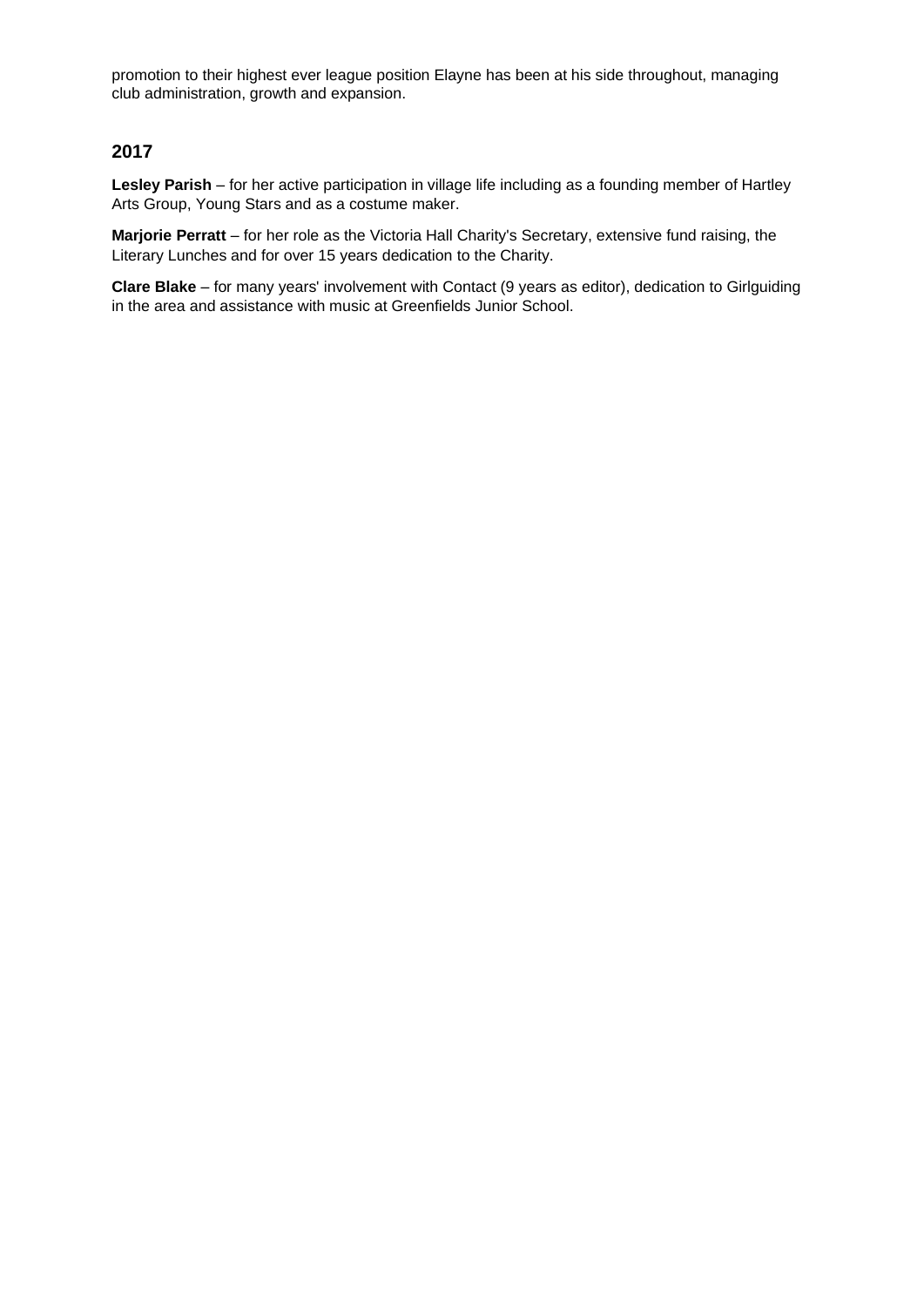promotion to their highest ever league position Elayne has been at his side throughout, managing club administration, growth and expansion.

## 2017

**Lesley Parish** – for her active participation in village life including as a founding member of Hartley Arts Group, Young Stars and as a costume maker.

**Marjorie Perratt** – for her role as the Victoria Hall Charity's Secretary, extensive fund raising, the Literary Lunches and for over 15 years dedication to the Charity.

**Clare Blake** – for many years' involvement with Contact (9 years as editor), dedication to Girlguiding in the area and assistance with music at Greenfields Junior School.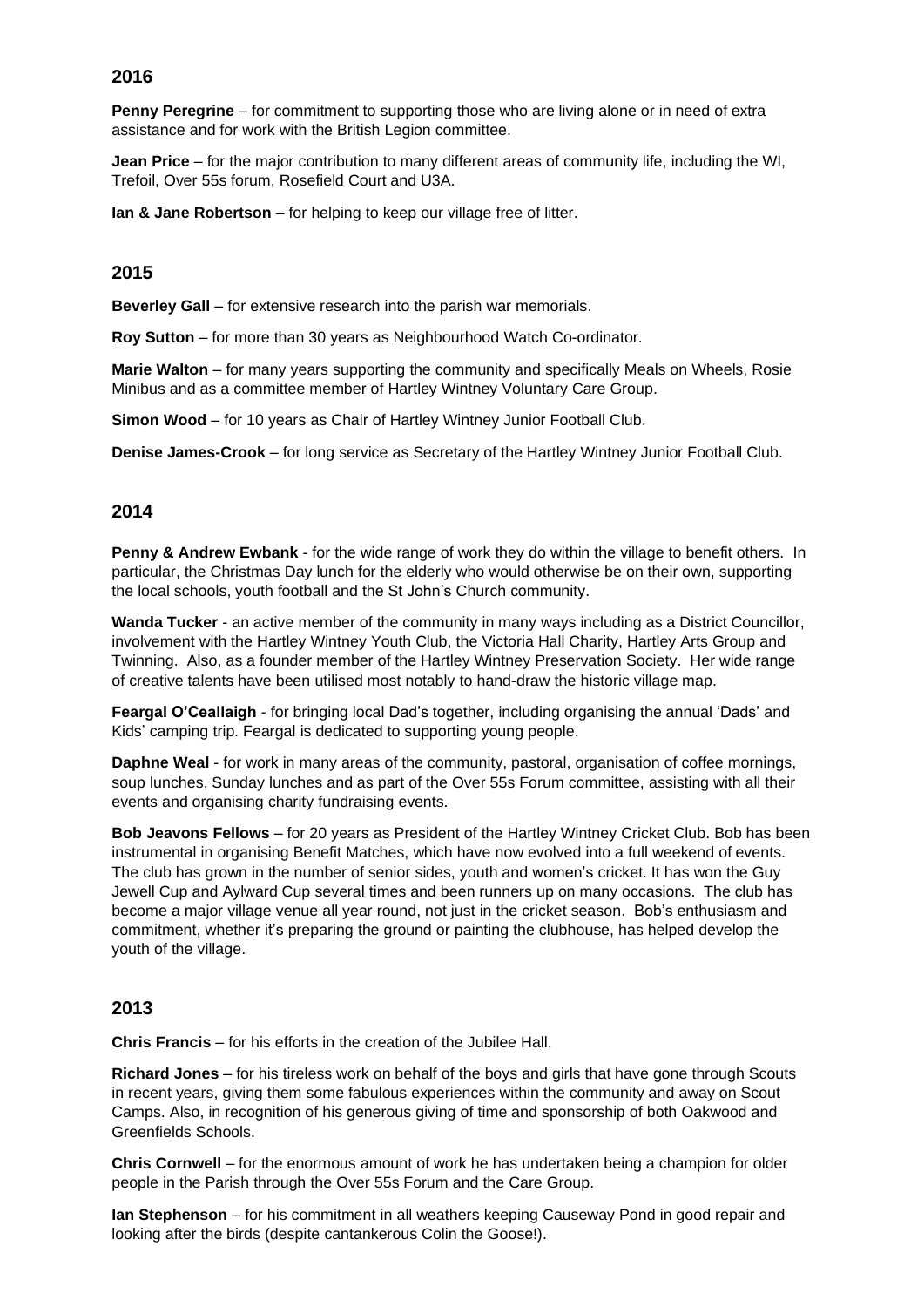## 2016

**Penny Peregrine** – for commitment to supporting those who are living alone or in need of extra assistance and for work with the British Legion committee.

**Jean Price** – for the major contribution to many different areas of community life, including the WI, Trefoil, Over 55s forum, Rosefield Court and U3A.

**Ian & Jane Robertson** – for helping to keep our village free of litter.

## 2015

**Beverley Gall** – for extensive research into the parish war memorials.

**Roy Sutton** – for more than 30 years as Neighbourhood Watch Co-ordinator.

**Marie Walton** – for many years supporting the community and specifically Meals on Wheels, Rosie Minibus and as a committee member of Hartley Wintney Voluntary Care Group.

**Simon Wood** – for 10 years as Chair of Hartley Wintney Junior Football Club.

**Denise James-Crook** – for long service as Secretary of the Hartley Wintney Junior Football Club.

## 2014

**Penny & Andrew Ewbank** - for the wide range of work they do within the village to benefit others. In particular, the Christmas Day lunch for the elderly who would otherwise be on their own, supporting the local schools, youth football and the St John's Church community.

**Wanda Tucker** - an active member of the community in many ways including as a District Councillor, involvement with the Hartley Wintney Youth Club, the Victoria Hall Charity, Hartley Arts Group and Twinning. Also, as a founder member of the Hartley Wintney Preservation Society. Her wide range of creative talents have been utilised most notably to hand-draw the historic village map.

**Feargal O'Ceallaigh** - for bringing local Dad's together, including organising the annual 'Dads' and Kids' camping trip. Feargal is dedicated to supporting young people.

**Daphne Weal** - for work in many areas of the community, pastoral, organisation of coffee mornings, soup lunches, Sunday lunches and as part of the Over 55s Forum committee, assisting with all their events and organising charity fundraising events.

**Bob Jeavons Fellows** – for 20 years as President of the Hartley Wintney Cricket Club. Bob has been instrumental in organising Benefit Matches, which have now evolved into a full weekend of events. The club has grown in the number of senior sides, youth and women's cricket. It has won the Guy Jewell Cup and Aylward Cup several times and been runners up on many occasions. The club has become a major village venue all year round, not just in the cricket season. Bob's enthusiasm and commitment, whether it's preparing the ground or painting the clubhouse, has helped develop the youth of the village.

## 2013

**Chris Francis** – for his efforts in the creation of the Jubilee Hall.

**Richard Jones** – for his tireless work on behalf of the boys and girls that have gone through Scouts in recent years, giving them some fabulous experiences within the community and away on Scout Camps. Also, in recognition of his generous giving of time and sponsorship of both Oakwood and Greenfields Schools.

**Chris Cornwell** – for the enormous amount of work he has undertaken being a champion for older people in the Parish through the Over 55s Forum and the Care Group.

**Ian Stephenson** – for his commitment in all weathers keeping Causeway Pond in good repair and looking after the birds (despite cantankerous Colin the Goose!).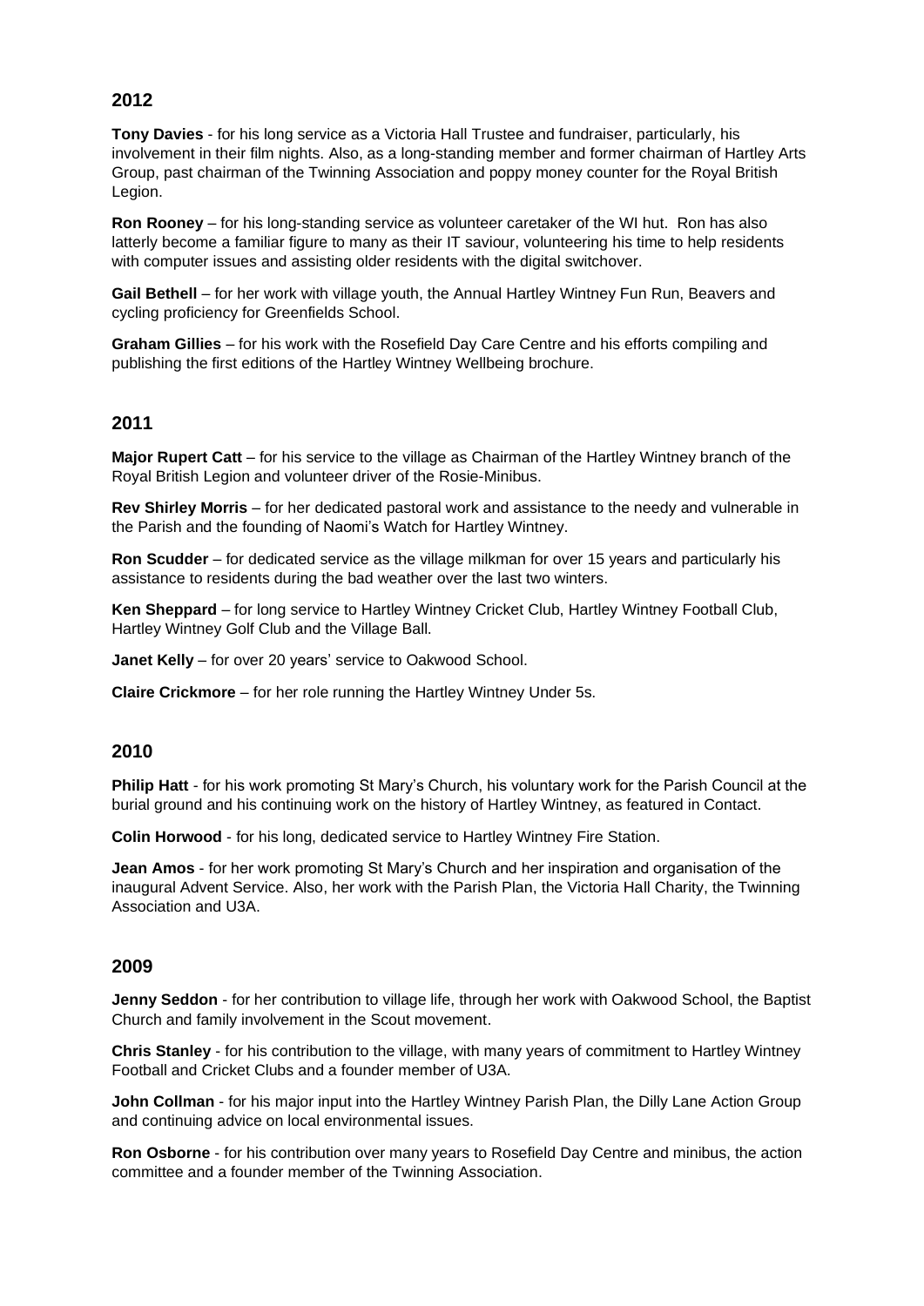## 2012

**Tony Davies** - for his long service as a Victoria Hall Trustee and fundraiser, particularly, his involvement in their film nights. Also, as a long-standing member and former chairman of Hartley Arts Group, past chairman of the Twinning Association and poppy money counter for the Royal British Legion.

**Ron Rooney** – for his long-standing service as volunteer caretaker of the WI hut. Ron has also latterly become a familiar figure to many as their IT saviour, volunteering his time to help residents with computer issues and assisting older residents with the digital switchover.

**Gail Bethell** – for her work with village youth, the Annual Hartley Wintney Fun Run, Beavers and cycling proficiency for Greenfields School.

**Graham Gillies** – for his work with the Rosefield Day Care Centre and his efforts compiling and publishing the first editions of the Hartley Wintney Wellbeing brochure.

## 2011

**Major Rupert Catt** – for his service to the village as Chairman of the Hartley Wintney branch of the Royal British Legion and volunteer driver of the Rosie-Minibus.

**Rev Shirley Morris** – for her dedicated pastoral work and assistance to the needy and vulnerable in the Parish and the founding of Naomi's Watch for Hartley Wintney.

**Ron Scudder** – for dedicated service as the village milkman for over 15 years and particularly his assistance to residents during the bad weather over the last two winters.

**Ken Sheppard** – for long service to Hartley Wintney Cricket Club, Hartley Wintney Football Club, Hartley Wintney Golf Club and the Village Ball.

**Janet Kelly** – for over 20 years' service to Oakwood School.

**Claire Crickmore** – for her role running the Hartley Wintney Under 5s.

## 2010

**Philip Hatt** - for his work promoting St Mary's Church, his voluntary work for the Parish Council at the burial ground and his continuing work on the history of Hartley Wintney, as featured in Contact.

**Colin Horwood** - for his long, dedicated service to Hartley Wintney Fire Station.

**Jean Amos** - for her work promoting St Mary's Church and her inspiration and organisation of the inaugural Advent Service. Also, her work with the Parish Plan, the Victoria Hall Charity, the Twinning Association and U3A.

## 2009

**Jenny Seddon** - for her contribution to village life, through her work with Oakwood School, the Baptist Church and family involvement in the Scout movement.

**Chris Stanley** - for his contribution to the village, with many years of commitment to Hartley Wintney Football and Cricket Clubs and a founder member of U3A.

**John Collman** - for his major input into the Hartley Wintney Parish Plan, the Dilly Lane Action Group and continuing advice on local environmental issues.

**Ron Osborne** - for his contribution over many years to Rosefield Day Centre and minibus, the action committee and a founder member of the Twinning Association.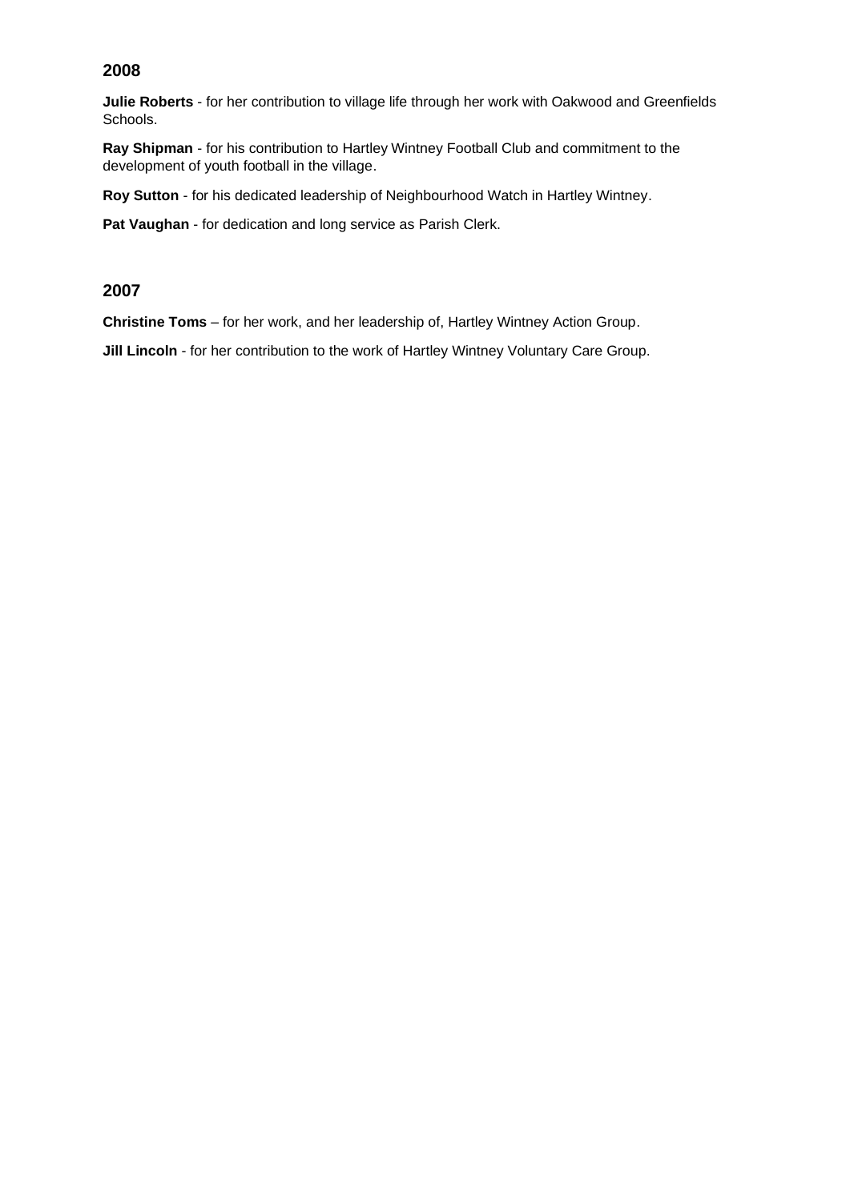## 2008

**Julie Roberts** - for her contribution to village life through her work with Oakwood and Greenfields Schools.

**Ray Shipman** - for his contribution to Hartley Wintney Football Club and commitment to the development of youth football in the village.

**Roy Sutton** - for his dedicated leadership of Neighbourhood Watch in Hartley Wintney.

**Pat Vaughan** - for dedication and long service as Parish Clerk.

## 2007

**Christine Toms** – for her work, and her leadership of, Hartley Wintney Action Group.

**Jill Lincoln** - for her contribution to the work of Hartley Wintney Voluntary Care Group.